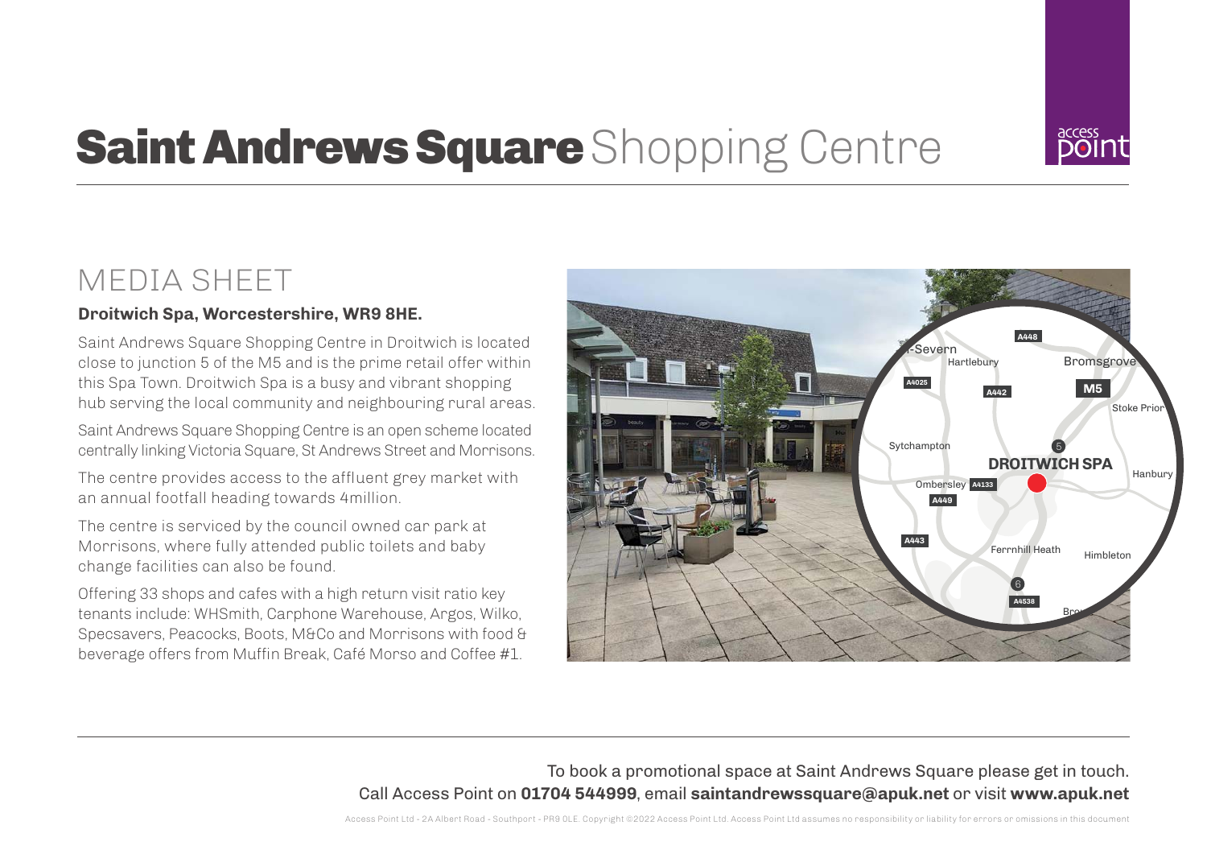# **Saint Andrews Square** Shopping Centre

## MEDIA SHEET

**Droitwich Spa, Worcestershire, WR9 8HE.**

Saint Andrews Square Shopping Centre in Droitwich is located close to junction 5 of the M5 and is the prime retail offer within this Spa Town. Droitwich Spa is a busy and vibrant shopping hub serving the local community and neighbouring rural areas.

Saint Andrews Square Shopping Centre is an open scheme located centrally linking Victoria Square, St Andrews Street and Morrisons.

The centre provides access to the affluent grey market with an annual footfall heading towards 4million.

The centre is serviced by the council owned car park at Morrisons, where fully attended public toilets and baby change facilities can also be found.

Offering 33 shops and cafes with a high return visit ratio key tenants include: WHSmith, Carphone Warehouse, Argos, Wilko, Specsavers, Peacocks, Boots, M&Co and Morrisons with food & beverage offers from Muffin Break, Café Morso and Coffee #1.

To book a promotional space at Saint Andrews Square please get in touch.
Call Access Point on **01704 544999**, email **saintandrewssquare@apuk.net** or visit **www.apuk.net**

Access Point Ltd - 2A Albert Road - Southport - PR9 0LE. Copyright ©2022 Access Point Ltd. Access Point Ltd assumes no responsibility or liability for errors or omissions in this document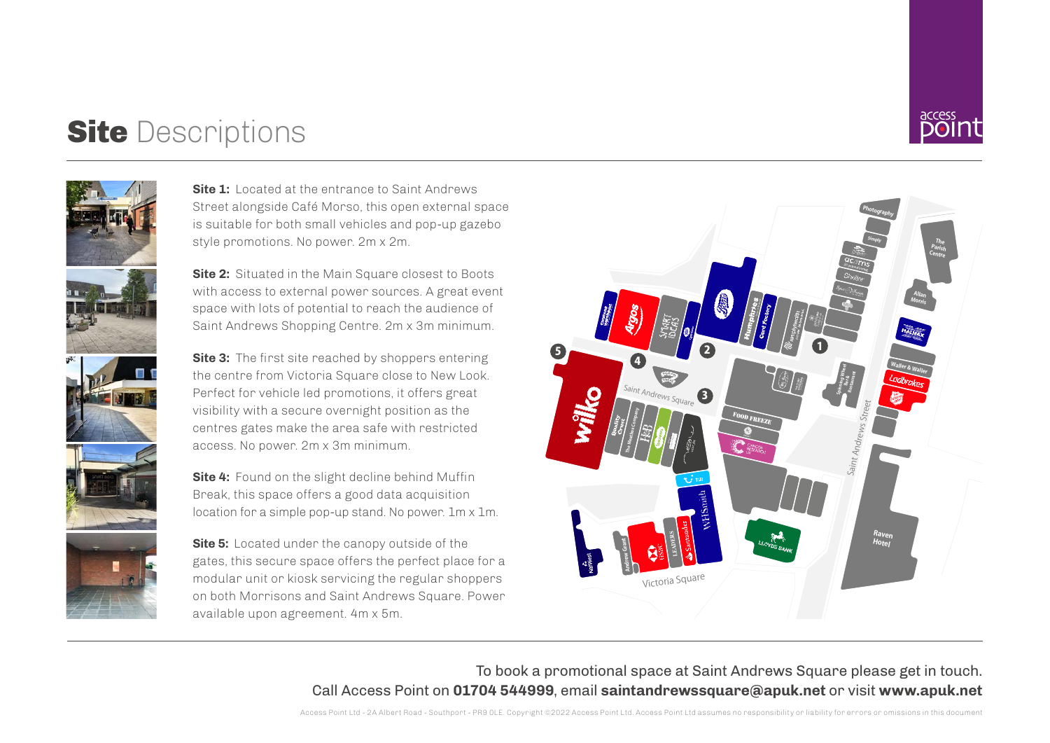# **Site** Descriptions

**Site 1:** Located at the entrance to Saint Andrews Street alongside Café Morso, this open external space is suitable for both small vehicles and pop-up gazebo style promotions. No power. 2m x 2m.

**Site 2:** Situated in the Main Square closest to Boots with access to external power sources. A great event space with lots of potential to reach the audience of Saint Andrews Shopping Centre. 2m x 3m minimum.

**Site 3:** The first site reached by shoppers entering the centre from Victoria Square close to New Look. Perfect for vehicle led promotions, it offers great visibility with a secure overnight position as the centres gates make the area safe with restricted access. No power. 2m x 3m minimum.

**Site 4:** Found on the slight decline behind Muffin Break, this space offers a good data acquisition location for a simple pop-up stand. No power. 1m x 1m.

**Site 5:** Located under the canopy outside of the gates, this secure space offers the perfect place for a modular unit or kiosk servicing the regular shoppers on both Morrisons and Saint Andrews Square. Power available upon agreement. 4m x 5m.

Saint Andrews Square

Saint Andrews Street

Victoria Square

To book a promotional space at Saint Andrews Square please get in touch.
Call Access Point on **01704 544999**, email **saintandrewssquare@apuk.net** or visit **www.apuk.net**

Access Point Ltd - 2A Albert Road - Southport - PR9 0LE. Copyright ©2022 Access Point Ltd. Access Point Ltd assumes no responsibility or liability for errors or omissions in this document